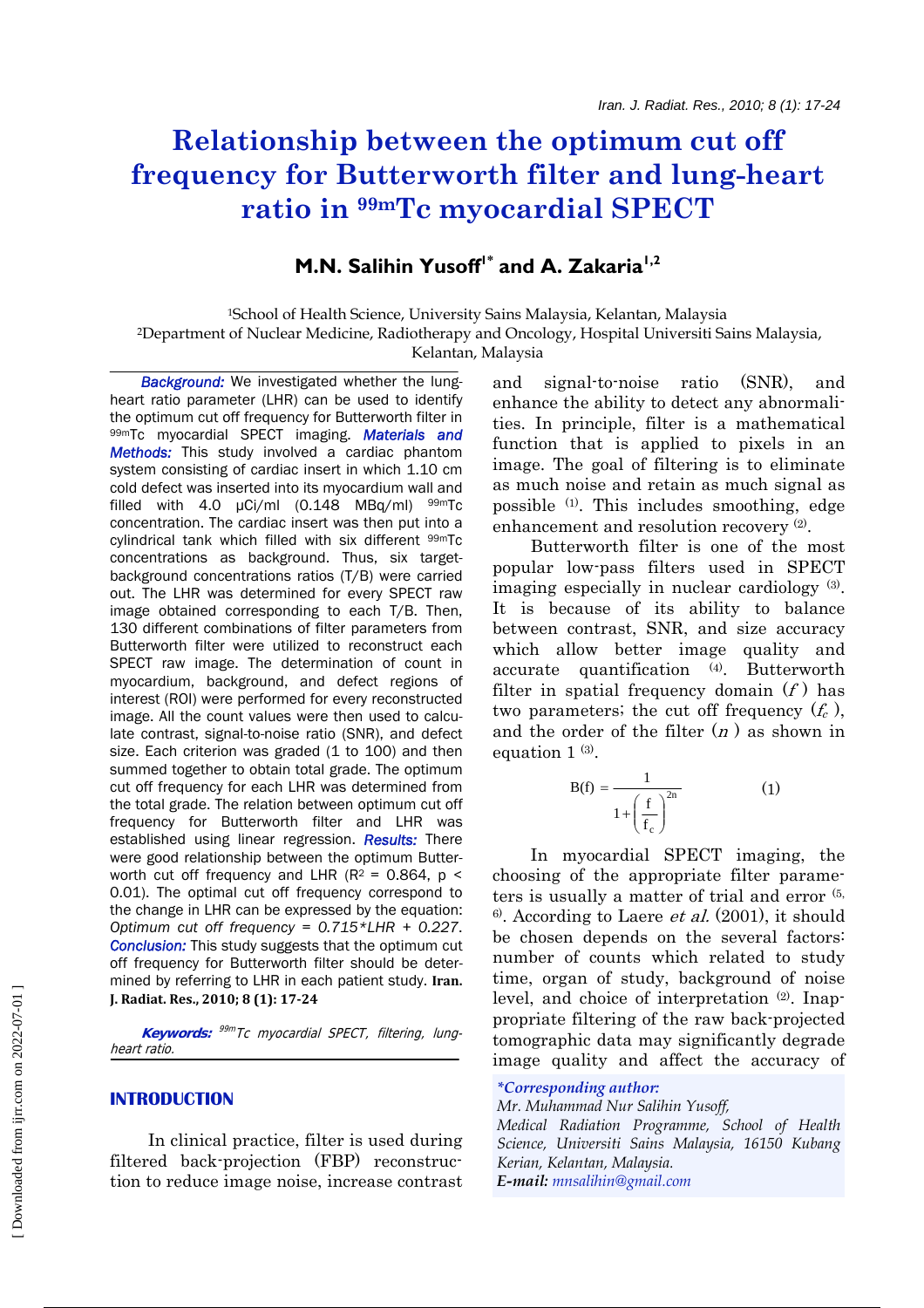# Relationship between the optimum cut off frequency for Butterworth filter and lung-heart ratio in $^{99m}$Tc myocardial SPECT

## M.N. Salihin Yusoff[1*] and A. Zakaria[1,2]

[1]School of Health Science, University Sains Malaysia, Kelantan, Malaysia
[2]Department of Nuclear Medicine, Radiotherapy and Oncology, Hospital Universiti Sains Malaysia, Kelantan, Malaysia

***Background:*** We investigated whether the lung-heart ratio parameter (LHR) can be used to identify the optimum cut off frequency for Butterworth filter in $^{99m}$Tc myocardial SPECT imaging. ***Materials and Methods:*** This study involved a cardiac phantom system consisting of cardiac insert in which 1.10 cm cold defect was inserted into its myocardium wall and filled with 4.0 μCi/ml (0.148 MBq/ml) $^{99m}$Tc concentration. The cardiac insert was then put into a cylindrical tank which filled with six different $^{99m}$Tc concentrations as background. Thus, six target-background concentrations ratios (T/B) were carried out. The LHR was determined for every SPECT raw image obtained corresponding to each T/B. Then, 130 different combinations of filter parameters from Butterworth filter were utilized to reconstruct each SPECT raw image. The determination of count in myocardium, background, and defect regions of interest (ROI) were performed for every reconstructed image. All the count values were then used to calculate contrast, signal-to-noise ratio (SNR), and defect size. Each criterion was graded (1 to 100) and then summed together to obtain total grade. The optimum cut off frequency for each LHR was determined from the total grade. The relation between optimum cut off frequency for Butterworth filter and LHR was established using linear regression. ***Results:*** There were good relationship between the optimum Butterworth cut off frequency and LHR ($R^2$ = 0.864, $p < 0.01$). The optimal cut off frequency correspond to the change in LHR can be expressed by the equation: *Optimum cut off frequency = 0.715\*LHR + 0.227*. ***Conclusion:*** This study suggests that the optimum cut off frequency for Butterworth filter should be determined by referring to LHR in each patient study. **Iran. J. Radiat. Res., 2010; 8 (1): 17-24**

***Keywords:*** *$^{99m}$Tc myocardial SPECT, filtering, lung-heart ratio.*

## INTRODUCTION

In clinical practice, filter is used during filtered back-projection (FBP) reconstruction to reduce image noise, increase contrast and signal-to-noise ratio (SNR), and enhance the ability to detect any abnormalities. In principle, filter is a mathematical function that is applied to pixels in an image. The goal of filtering is to eliminate as much noise and retain as much signal as possible [1]. This includes smoothing, edge enhancement and resolution recovery [2].

Butterworth filter is one of the most popular low-pass filters used in SPECT imaging especially in nuclear cardiology [3]. It is because of its ability to balance between contrast, SNR, and size accuracy which allow better image quality and accurate quantification [4]. Butterworth filter in spatial frequency domain ($f$) has two parameters; the cut off frequency ($f_c$), and the order of the filter ($n$) as shown in equation 1 [3].

$$B(f) = \frac{1}{1+\left(\dfrac{f}{f_c}\right)^{2n}} \qquad (1)$$

In myocardial SPECT imaging, the choosing of the appropriate filter parameters is usually a matter of trial and error [5, 6]. According to Laere *et al.* (2001), it should be chosen depends on the several factors: number of counts which related to study time, organ of study, background of noise level, and choice of interpretation [2]. Inappropriate filtering of the raw back-projected tomographic data may significantly degrade image quality and affect the accuracy of

*\*Corresponding author:*
*Mr. Muhammad Nur Salihin Yusoff,*
*Medical Radiation Programme, School of Health Science, Universiti Sains Malaysia, 16150 Kubang Kerian, Kelantan, Malaysia.*
***E-mail:*** *mnsalihin@gmail.com*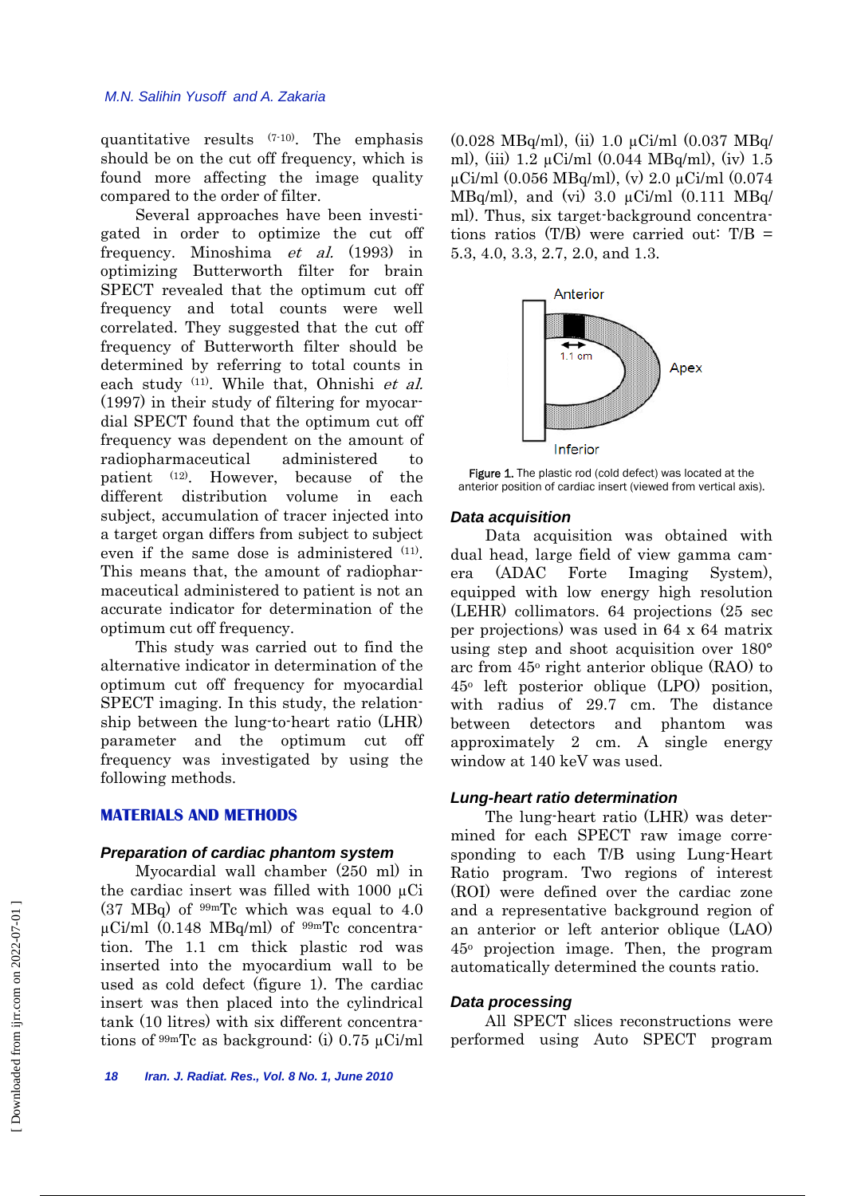quantitative results [7-10]. The emphasis should be on the cut off frequency, which is found more affecting the image quality compared to the order of filter.

Several approaches have been investigated in order to optimize the cut off frequency. Minoshima *et al.* (1993) in optimizing Butterworth filter for brain SPECT revealed that the optimum cut off frequency and total counts were well correlated. They suggested that the cut off frequency of Butterworth filter should be determined by referring to total counts in each study [11]. While that, Ohnishi *et al.* (1997) in their study of filtering for myocardial SPECT found that the optimum cut off frequency was dependent on the amount of radiopharmaceutical administered to patient [12]. However, because of the different distribution volume in each subject, accumulation of tracer injected into a target organ differs from subject to subject even if the same dose is administered [11]. This means that, the amount of radiopharmaceutical administered to patient is not an accurate indicator for determination of the optimum cut off frequency.

This study was carried out to find the alternative indicator in determination of the optimum cut off frequency for myocardial SPECT imaging. In this study, the relationship between the lung-to-heart ratio (LHR) parameter and the optimum cut off frequency was investigated by using the following methods.

## MATERIALS AND METHODS

### Preparation of cardiac phantom system

Myocardial wall chamber (250 ml) in the cardiac insert was filled with 1000 μCi (37 MBq) of $^{99m}$Tc which was equal to 4.0 μCi/ml (0.148 MBq/ml) of $^{99m}$Tc concentration. The 1.1 cm thick plastic rod was inserted into the myocardium wall to be used as cold defect (figure 1). The cardiac insert was then placed into the cylindrical tank (10 litres) with six different concentrations of $^{99m}$Tc as background: (i) 0.75 μCi/ml (0.028 MBq/ml), (ii) 1.0 μCi/ml (0.037 MBq/ml), (iii) 1.2 μCi/ml (0.044 MBq/ml), (iv) 1.5 μCi/ml (0.056 MBq/ml), (v) 2.0 μCi/ml (0.074 MBq/ml), and (vi) 3.0 μCi/ml (0.111 MBq/ml). Thus, six target-background concentrations ratios (T/B) were carried out: T/B = 5.3, 4.0, 3.3, 2.7, 2.0, and 1.3.

**Figure 1.** The plastic rod (cold defect) was located at the anterior position of cardiac insert (viewed from vertical axis).

### Data acquisition

Data acquisition was obtained with dual head, large field of view gamma camera (ADAC Forte Imaging System), equipped with low energy high resolution (LEHR) collimators. 64 projections (25 sec per projections) was used in 64 x 64 matrix using step and shoot acquisition over 180° arc from 45° right anterior oblique (RAO) to 45° left posterior oblique (LPO) position, with radius of 29.7 cm. The distance between detectors and phantom was approximately 2 cm. A single energy window at 140 keV was used.

### Lung-heart ratio determination

The lung-heart ratio (LHR) was determined for each SPECT raw image corresponding to each T/B using Lung-Heart Ratio program. Two regions of interest (ROI) were defined over the cardiac zone and a representative background region of an anterior or left anterior oblique (LAO) 45° projection image. Then, the program automatically determined the counts ratio.

### Data processing

All SPECT slices reconstructions were performed using Auto SPECT program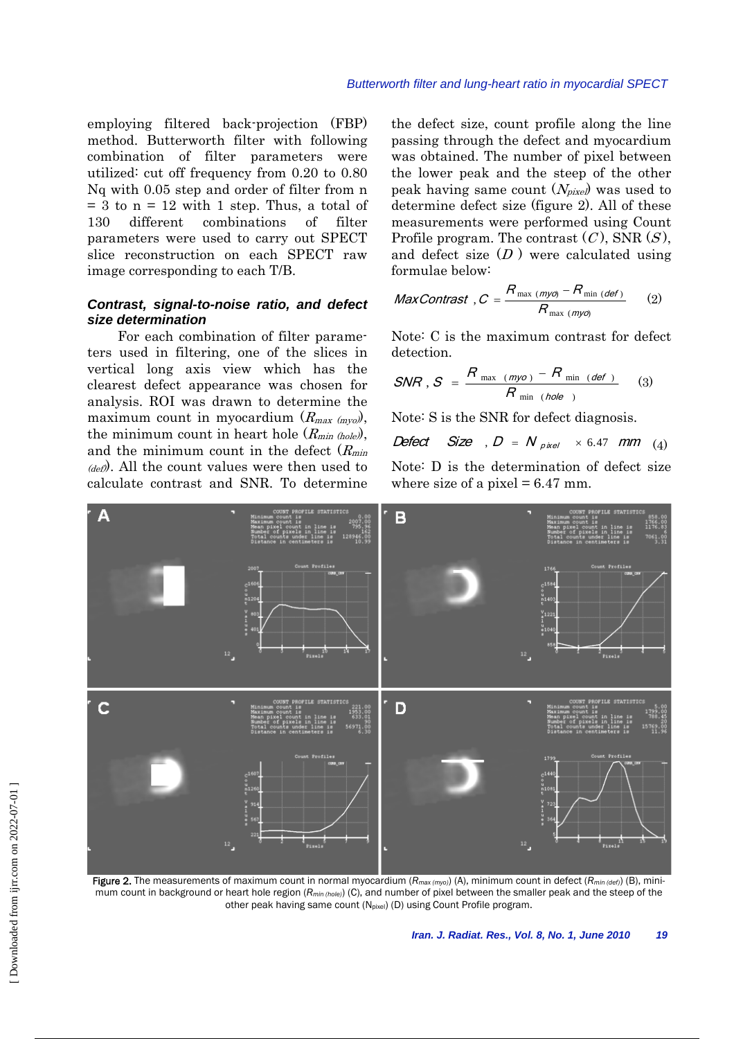employing filtered back-projection (FBP) method. Butterworth filter with following combination of filter parameters were utilized: cut off frequency from 0.20 to 0.80 Nq with 0.05 step and order of filter from n = 3 to n = 12 with 1 step. Thus, a total of 130 different combinations of filter parameters were used to carry out SPECT slice reconstruction on each SPECT raw image corresponding to each T/B.

### *Contrast, signal-to-noise ratio, and defect size determination*

For each combination of filter parameters used in filtering, one of the slices in vertical long axis view which has the clearest defect appearance was chosen for analysis. ROI was drawn to determine the maximum count in myocardium ($R_{max\ (myo)}$), the minimum count in heart hole ($R_{min\ (hole)}$), and the minimum count in the defect ($R_{min\ (def)}$). All the count values were then used to calculate contrast and SNR. To determine the defect size, count profile along the line passing through the defect and myocardium was obtained. The number of pixel between the lower peak and the steep of the other peak having same count ($N_{pixel}$) was used to determine defect size (figure 2). All of these measurements were performed using Count Profile program. The contrast ($C$), SNR ($S$), and defect size ($D$) were calculated using formulae below:

$$MaxContrast,\ C = \frac{R_{max\ (myo)} - R_{min\ (def)}}{R_{max\ (myo)}} \quad (2)$$

Note: C is the maximum contrast for defect detection.

$$SNR,\ S = \frac{R_{max\ (myo)} - R_{min\ (def)}}{R_{min\ (hole)}} \quad (3)$$

Note: S is the SNR for defect diagnosis.

$$Defect\ \ Size,\ D = N_{pixel} \times 6.47\ mm \quad (4)$$

Note: D is the determination of defect size where size of a pixel = 6.47 mm.

**Figure 2.** The measurements of maximum count in normal myocardium ($R_{max\ (myo)}$) (A), minimum count in defect ($R_{min\ (def)}$) (B), minimum count in background or heart hole region ($R_{min\ (hole)}$) (C), and number of pixel between the smaller peak and the steep of the other peak having same count ($N_{pixel}$) (D) using Count Profile program.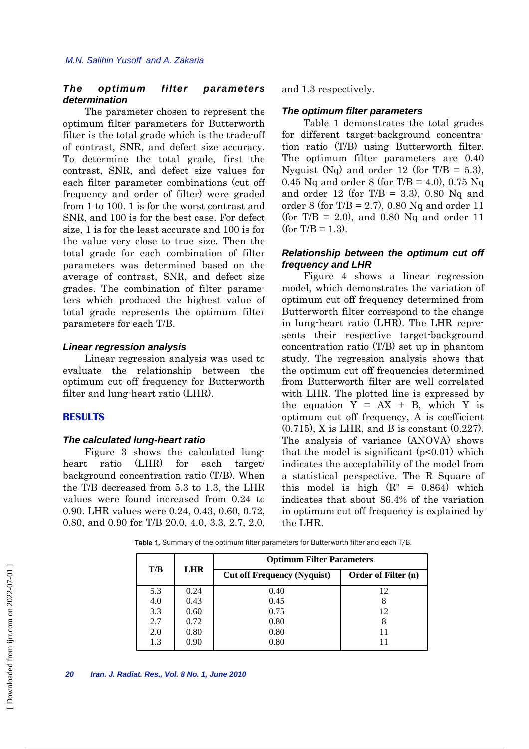### *The optimum filter parameters determination*

The parameter chosen to represent the optimum filter parameters for Butterworth filter is the total grade which is the trade-off of contrast, SNR, and defect size accuracy. To determine the total grade, first the contrast, SNR, and defect size values for each filter parameter combinations (cut off frequency and order of filter) were graded from 1 to 100. 1 is for the worst contrast and SNR, and 100 is for the best case. For defect size, 1 is for the least accurate and 100 is for the value very close to true size. Then the total grade for each combination of filter parameters was determined based on the average of contrast, SNR, and defect size grades. The combination of filter parameters which produced the highest value of total grade represents the optimum filter parameters for each T/B.

### *Linear regression analysis*

Linear regression analysis was used to evaluate the relationship between the optimum cut off frequency for Butterworth filter and lung-heart ratio (LHR).

## RESULTS

### *The calculated lung-heart ratio*

Figure 3 shows the calculated lung-heart ratio (LHR) for each target/background concentration ratio (T/B). When the T/B decreased from 5.3 to 1.3, the LHR values were found increased from 0.24 to 0.90. LHR values were 0.24, 0.43, 0.60, 0.72, 0.80, and 0.90 for T/B 20.0, 4.0, 3.3, 2.7, 2.0, and 1.3 respectively.

### *The optimum filter parameters*

Table 1 demonstrates the total grades for different target-background concentration ratio (T/B) using Butterworth filter. The optimum filter parameters are 0.40 Nyquist (Nq) and order 12 (for T/B = 5.3), 0.45 Nq and order 8 (for T/B = 4.0), 0.75 Nq and order 12 (for T/B = 3.3), 0.80 Nq and order 8 (for T/B = 2.7), 0.80 Nq and order 11 (for T/B = 2.0), and 0.80 Nq and order 11 (for T/B = 1.3).

### *Relationship between the optimum cut off frequency and LHR*

Figure 4 shows a linear regression model, which demonstrates the variation of optimum cut off frequency determined from Butterworth filter correspond to the change in lung-heart ratio (LHR). The LHR represents their respective target-background concentration ratio (T/B) set up in phantom study. The regression analysis shows that the optimum cut off frequencies determined from Butterworth filter are well correlated with LHR. The plotted line is expressed by the equation $Y = AX + B$, which Y is optimum cut off frequency, A is coefficient (0.715), X is LHR, and B is constant (0.227). The analysis of variance (ANOVA) shows that the model is significant ($p<0.01$) which indicates the acceptability of the model from a statistical perspective. The R Square of this model is high ($R^2 = 0.864$) which indicates that about 86.4% of the variation in optimum cut off frequency is explained by the LHR.

**Table 1.** Summary of the optimum filter parameters for Butterworth filter and each T/B.

| T/B | LHR | Optimum Filter Parameters | |
|---|---|---|---|
| | | Cut off Frequency (Nyquist) | Order of Filter (n) |
| 5.3 | 0.24 | 0.40 | 12 |
| 4.0 | 0.43 | 0.45 | 8 |
| 3.3 | 0.60 | 0.75 | 12 |
| 2.7 | 0.72 | 0.80 | 8 |
| 2.0 | 0.80 | 0.80 | 11 |
| 1.3 | 0.90 | 0.80 | 11 |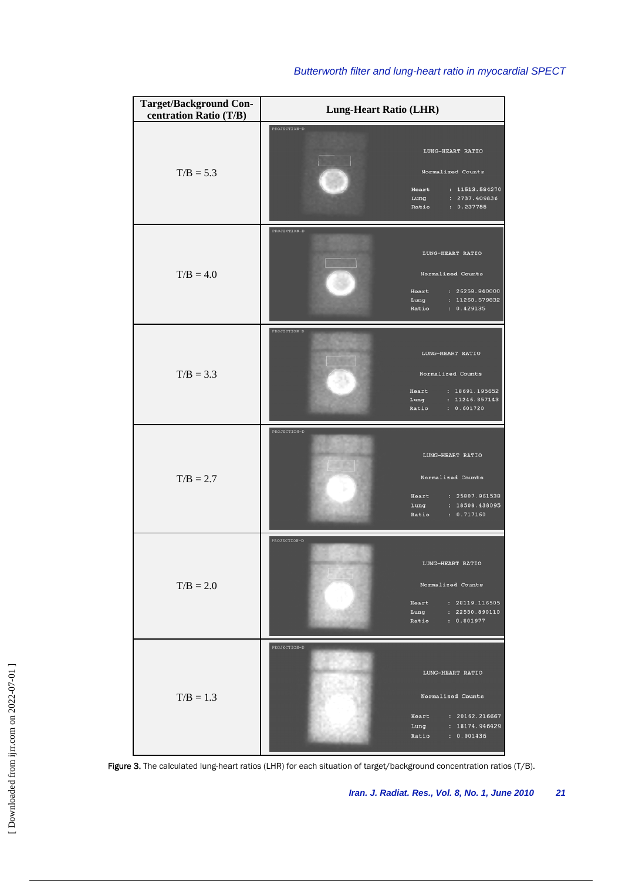| Target/Background Concentration Ratio (T/B) | Lung-Heart Ratio (LHR) |
|---|---|
| T/B = 5.3 | PROJECTION-D — LUNG-HEART RATIO — Normalized Counts — Heart : 11513.584270; Lung : 2737.409836; Ratio : 0.237755 |
| T/B = 4.0 | PROJECTION-D — LUNG-HEART RATIO — Normalized Counts — Heart : 26258.840000; Lung : 11268.579832; Ratio : 0.429135 |
| T/B = 3.3 | PROJECTION-D — LUNG-HEART RATIO — Normalized Counts — Heart : 18691.195652; Lung : 11246.857143; Ratio : 0.601720 |
| T/B = 2.7 | PROJECTION-D — LUNG-HEART RATIO — Normalized Counts — Heart : 25807.961538; Lung : 18508.438095; Ratio : 0.717160 |
| T/B = 2.0 | PROJECTION-D — LUNG-HEART RATIO — Normalized Counts — Heart : 28119.116505; Lung : 22550.890110; Ratio : 0.801977 |
| T/B = 1.3 | PROJECTION-D — LUNG-HEART RATIO — Normalized Counts — Heart : 20162.216667; Lung : 18174.946429; Ratio : 0.901436 |

**Figure 3.** The calculated lung-heart ratios (LHR) for each situation of target/background concentration ratios (T/B).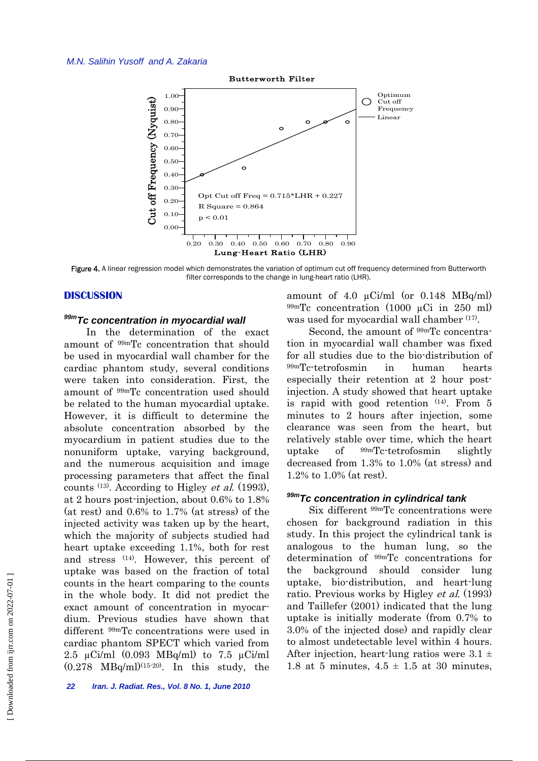Figure 4. A linear regression model which demonstrates the variation of optimum cut off frequency determined from Butterworth filter corresponds to the change in lung-heart ratio (LHR).

## DISCUSSION

### $^{99m}$Tc concentration in myocardial wall

In the determination of the exact amount of $^{99m}$Tc concentration that should be used in myocardial wall chamber for the cardiac phantom study, several conditions were taken into consideration. First, the amount of $^{99m}$Tc concentration used should be related to the human myocardial uptake. However, it is difficult to determine the absolute concentration absorbed by the myocardium in patient studies due to the nonuniform uptake, varying background, and the numerous acquisition and image processing parameters that affect the final counts [13]. According to Higley *et al.* (1993), at 2 hours post-injection, about 0.6% to 1.8% (at rest) and 0.6% to 1.7% (at stress) of the injected activity was taken up by the heart, which the majority of subjects studied had heart uptake exceeding 1.1%, both for rest and stress [14]. However, this percent of uptake was based on the fraction of total counts in the heart comparing to the counts in the whole body. It did not predict the exact amount of concentration in myocardium. Previous studies have shown that different $^{99m}$Tc concentrations were used in cardiac phantom SPECT which varied from 2.5 μCi/ml (0.093 MBq/ml) to 7.5 μCi/ml (0.278 MBq/ml)[15-20]. In this study, the amount of 4.0 μCi/ml (or 0.148 MBq/ml) $^{99m}$Tc concentration (1000 μCi in 250 ml) was used for myocardial wall chamber [17].

Second, the amount of $^{99m}$Tc concentration in myocardial wall chamber was fixed for all studies due to the bio-distribution of $^{99m}$Tc-tetrofosmin in human hearts especially their retention at 2 hour post-injection. A study showed that heart uptake is rapid with good retention [14]. From 5 minutes to 2 hours after injection, some clearance was seen from the heart, but relatively stable over time, which the heart uptake of $^{99m}$Tc-tetrofosmin slightly decreased from 1.3% to 1.0% (at stress) and 1.2% to 1.0% (at rest).

### $^{99m}$Tc concentration in cylindrical tank

Six different $^{99m}$Tc concentrations were chosen for background radiation in this study. In this project the cylindrical tank is analogous to the human lung, so the determination of $^{99m}$Tc concentrations for the background should consider lung uptake, bio-distribution, and heart-lung ratio. Previous works by Higley *et al.* (1993) and Taillefer (2001) indicated that the lung uptake is initially moderate (from 0.7% to 3.0% of the injected dose) and rapidly clear to almost undetectable level within 4 hours. After injection, heart-lung ratios were $3.1 \pm 1.8$ at 5 minutes, $4.5 \pm 1.5$ at 30 minutes,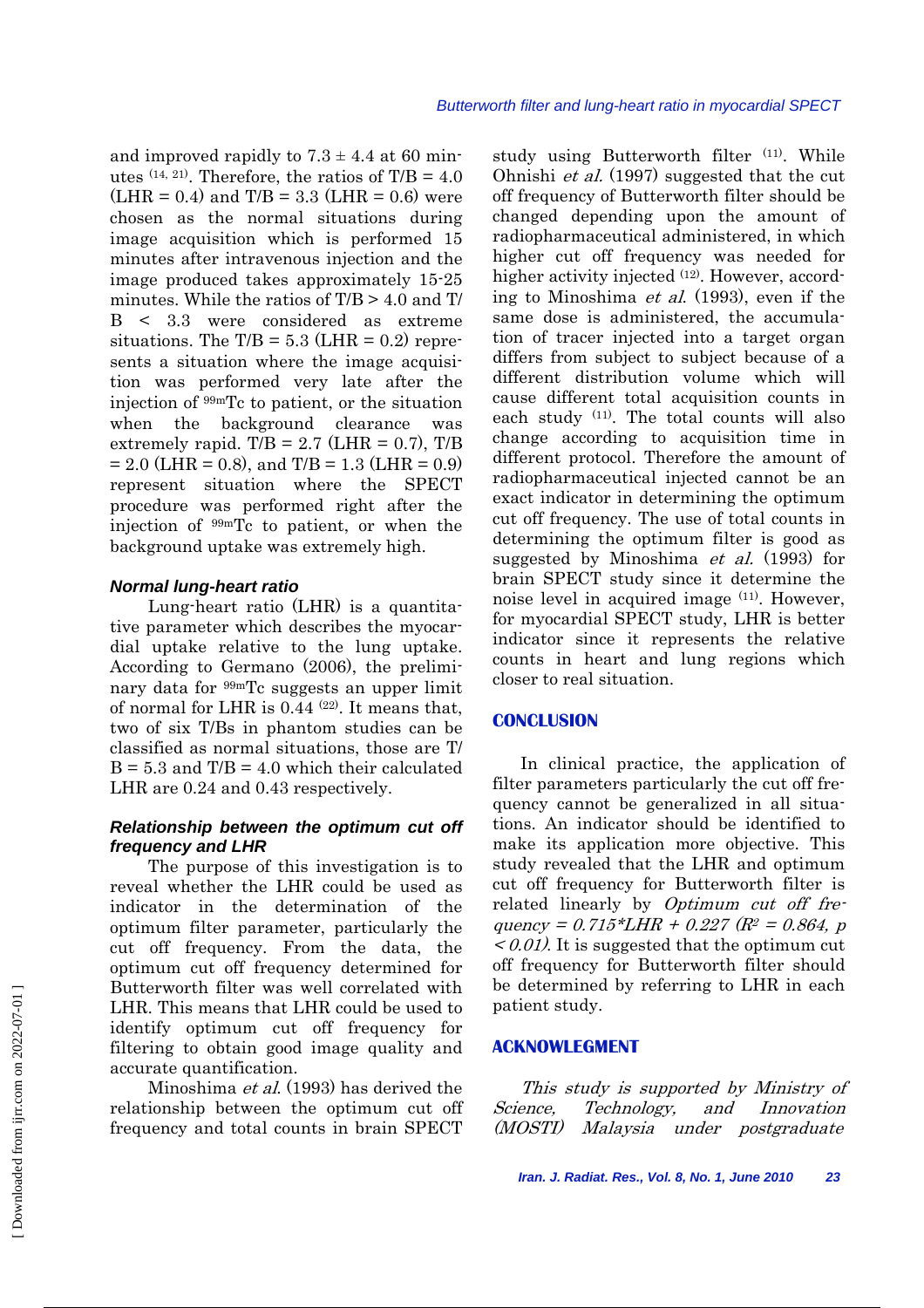and improved rapidly to $7.3 \pm 4.4$ at 60 minutes [14, 21]. Therefore, the ratios of T/B = 4.0 (LHR = 0.4) and T/B = 3.3 (LHR = 0.6) were chosen as the normal situations during image acquisition which is performed 15 minutes after intravenous injection and the image produced takes approximately 15-25 minutes. While the ratios of T/B > 4.0 and T/B < 3.3 were considered as extreme situations. The T/B = 5.3 (LHR = 0.2) represents a situation where the image acquisition was performed very late after the injection of $^{99m}$Tc to patient, or the situation when the background clearance was extremely rapid. T/B = 2.7 (LHR = 0.7), T/B = 2.0 (LHR = 0.8), and T/B = 1.3 (LHR = 0.9) represent situation where the SPECT procedure was performed right after the injection of $^{99m}$Tc to patient, or when the background uptake was extremely high.

### Normal lung-heart ratio

Lung-heart ratio (LHR) is a quantitative parameter which describes the myocardial uptake relative to the lung uptake. According to Germano (2006), the preliminary data for $^{99m}$Tc suggests an upper limit of normal for LHR is 0.44 [22]. It means that, two of six T/Bs in phantom studies can be classified as normal situations, those are T/B = 5.3 and T/B = 4.0 which their calculated LHR are 0.24 and 0.43 respectively.

### Relationship between the optimum cut off frequency and LHR

The purpose of this investigation is to reveal whether the LHR could be used as indicator in the determination of the optimum filter parameter, particularly the cut off frequency. From the data, the optimum cut off frequency determined for Butterworth filter was well correlated with LHR. This means that LHR could be used to identify optimum cut off frequency for filtering to obtain good image quality and accurate quantification.

Minoshima *et al*. (1993) has derived the relationship between the optimum cut off frequency and total counts in brain SPECT study using Butterworth filter [11]. While Ohnishi *et al.* (1997) suggested that the cut off frequency of Butterworth filter should be changed depending upon the amount of radiopharmaceutical administered, in which higher cut off frequency was needed for higher activity injected [12]. However, according to Minoshima *et al*. (1993), even if the same dose is administered, the accumulation of tracer injected into a target organ differs from subject to subject because of a different distribution volume which will cause different total acquisition counts in each study [11]. The total counts will also change according to acquisition time in different protocol. Therefore the amount of radiopharmaceutical injected cannot be an exact indicator in determining the optimum cut off frequency. The use of total counts in determining the optimum filter is good as suggested by Minoshima *et al.* (1993) for brain SPECT study since it determine the noise level in acquired image [11]. However, for myocardial SPECT study, LHR is better indicator since it represents the relative counts in heart and lung regions which closer to real situation.

## CONCLUSION

In clinical practice, the application of filter parameters particularly the cut off frequency cannot be generalized in all situations. An indicator should be identified to make its application more objective. This study revealed that the LHR and optimum cut off frequency for Butterworth filter is related linearly by *Optimum cut off frequency* $= 0.715*LHR + 0.227$ ($R^2 = 0.864$, $p < 0.01$). It is suggested that the optimum cut off frequency for Butterworth filter should be determined by referring to LHR in each patient study.

## ACKNOWLEGMENT

*This study is supported by Ministry of Science, Technology, and Innovation (MOSTI) Malaysia under postgraduate*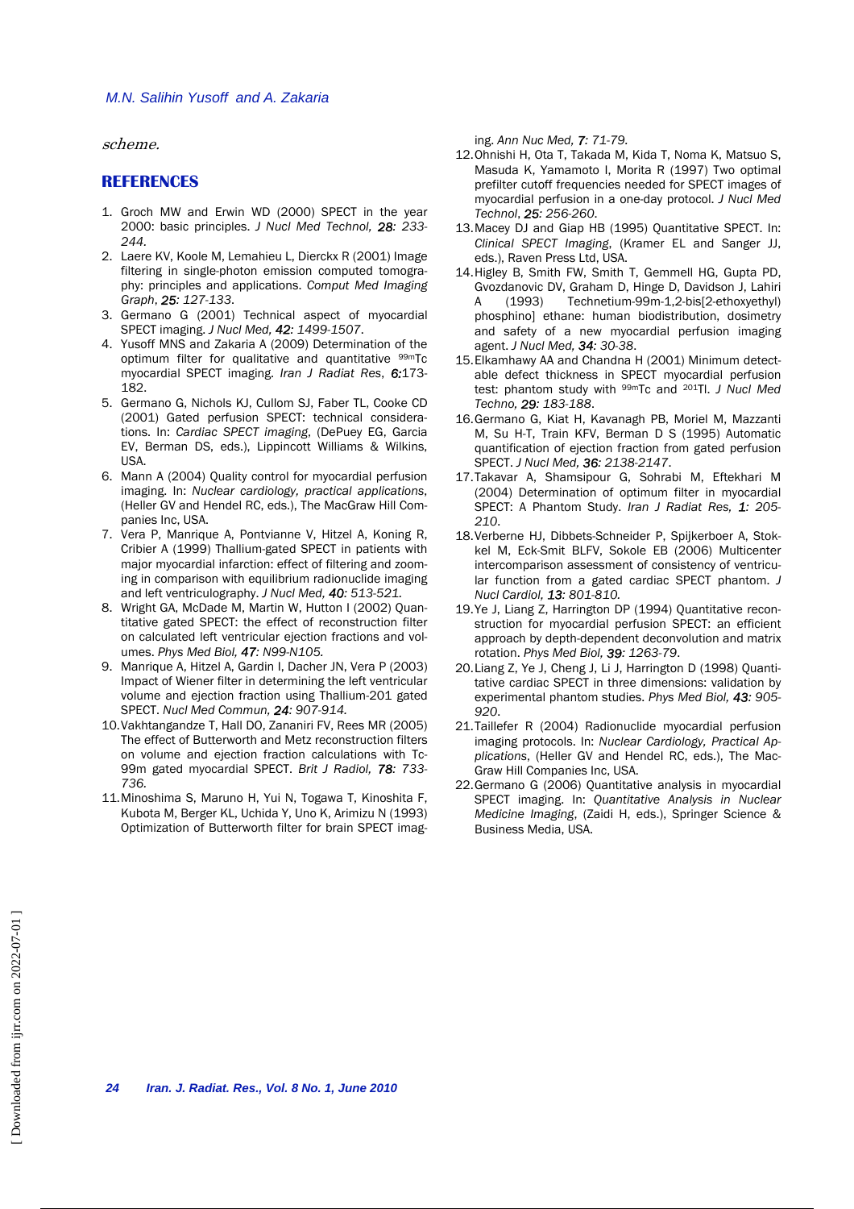*scheme.*

## REFERENCES

1. Groch MW and Erwin WD (2000) SPECT in the year 2000: basic principles. *J Nucl Med Technol, **28**: 233-244.*
2. Laere KV, Koole M, Lemahieu L, Dierckx R (2001) Image filtering in single-photon emission computed tomography: principles and applications. *Comput Med Imaging Graph*, ***25**: 127-133*.
3. Germano G (2001) Technical aspect of myocardial SPECT imaging. *J Nucl Med, **42**: 1499-1507*.
4. Yusoff MNS and Zakaria A (2009) Determination of the optimum filter for qualitative and quantitative $^{99m}$Tc myocardial SPECT imaging. *Iran J Radiat Res*, ***6**:*173-182.
5. Germano G, Nichols KJ, Cullom SJ, Faber TL, Cooke CD (2001) Gated perfusion SPECT: technical considerations. In: *Cardiac SPECT imaging*, (DePuey EG, Garcia EV, Berman DS, eds.), Lippincott Williams & Wilkins, USA.
6. Mann A (2004) Quality control for myocardial perfusion imaging. In: *Nuclear cardiology, practical applications*, (Heller GV and Hendel RC, eds.), The MacGraw Hill Companies Inc, USA.
7. Vera P, Manrique A, Pontvianne V, Hitzel A, Koning R, Cribier A (1999) Thallium-gated SPECT in patients with major myocardial infarction: effect of filtering and zooming in comparison with equilibrium radionuclide imaging and left ventriculography. *J Nucl Med, **40**: 513-521.*
8. Wright GA, McDade M, Martin W, Hutton I (2002) Quantitative gated SPECT: the effect of reconstruction filter on calculated left ventricular ejection fractions and volumes. *Phys Med Biol, **47**: N99-N105.*
9. Manrique A, Hitzel A, Gardin I, Dacher JN, Vera P (2003) Impact of Wiener filter in determining the left ventricular volume and ejection fraction using Thallium-201 gated SPECT. *Nucl Med Commun, **24**: 907-914.*
10. Vakhtangandze T, Hall DO, Zananiri FV, Rees MR (2005) The effect of Butterworth and Metz reconstruction filters on volume and ejection fraction calculations with Tc-99m gated myocardial SPECT. *Brit J Radiol, **78**: 733-736.*
11. Minoshima S, Maruno H, Yui N, Togawa T, Kinoshita F, Kubota M, Berger KL, Uchida Y, Uno K, Arimizu N (1993) Optimization of Butterworth filter for brain SPECT imaging. *Ann Nuc Med, **7**: 71-79.*
12. Ohnishi H, Ota T, Takada M, Kida T, Noma K, Matsuo S, Masuda K, Yamamoto I, Morita R (1997) Two optimal prefilter cutoff frequencies needed for SPECT images of myocardial perfusion in a one-day protocol. *J Nucl Med Technol*, ***25**: 256-260*.
13. Macey DJ and Giap HB (1995) Quantitative SPECT. In: *Clinical SPECT Imaging*, (Kramer EL and Sanger JJ, eds.), Raven Press Ltd, USA.
14. Higley B, Smith FW, Smith T, Gemmell HG, Gupta PD, Gvozdanovic DV, Graham D, Hinge D, Davidson J, Lahiri A (1993) Technetium-99m-1,2-bis[2-ethoxyethyl) phosphino] ethane: human biodistribution, dosimetry and safety of a new myocardial perfusion imaging agent. *J Nucl Med, **34**: 30-38.*
15. Elkamhawy AA and Chandna H (2001) Minimum detectable defect thickness in SPECT myocardial perfusion test: phantom study with $^{99m}$Tc and $^{201}$Tl. *J Nucl Med Techno, **29**: 183-188.*
16. Germano G, Kiat H, Kavanagh PB, Moriel M, Mazzanti M, Su H-T, Train KFV, Berman D S (1995) Automatic quantification of ejection fraction from gated perfusion SPECT. *J Nucl Med, **36**: 2138-2147.*
17. Takavar A, Shamsipour G, Sohrabi M, Eftekhari M (2004) Determination of optimum filter in myocardial SPECT: A Phantom Study. *Iran J Radiat Res, **1**: 205-210.*
18. Verberne HJ, Dibbets-Schneider P, Spijkerboer A, Stokkel M, Eck-Smit BLFV, Sokole EB (2006) Multicenter intercomparison assessment of consistency of ventricular function from a gated cardiac SPECT phantom. *J Nucl Cardiol, **13**: 801-810.*
19. Ye J, Liang Z, Harrington DP (1994) Quantitative reconstruction for myocardial perfusion SPECT: an efficient approach by depth-dependent deconvolution and matrix rotation. *Phys Med Biol, **39**: 1263-79.*
20. Liang Z, Ye J, Cheng J, Li J, Harrington D (1998) Quantitative cardiac SPECT in three dimensions: validation by experimental phantom studies. *Phys Med Biol, **43**: 905-920.*
21. Taillefer R (2004) Radionuclide myocardial perfusion imaging protocols. In: *Nuclear Cardiology, Practical Applications*, (Heller GV and Hendel RC, eds.), The MacGraw Hill Companies Inc, USA.
22. Germano G (2006) Quantitative analysis in myocardial SPECT imaging. In: *Quantitative Analysis in Nuclear Medicine Imaging*, (Zaidi H, eds.), Springer Science & Business Media, USA.